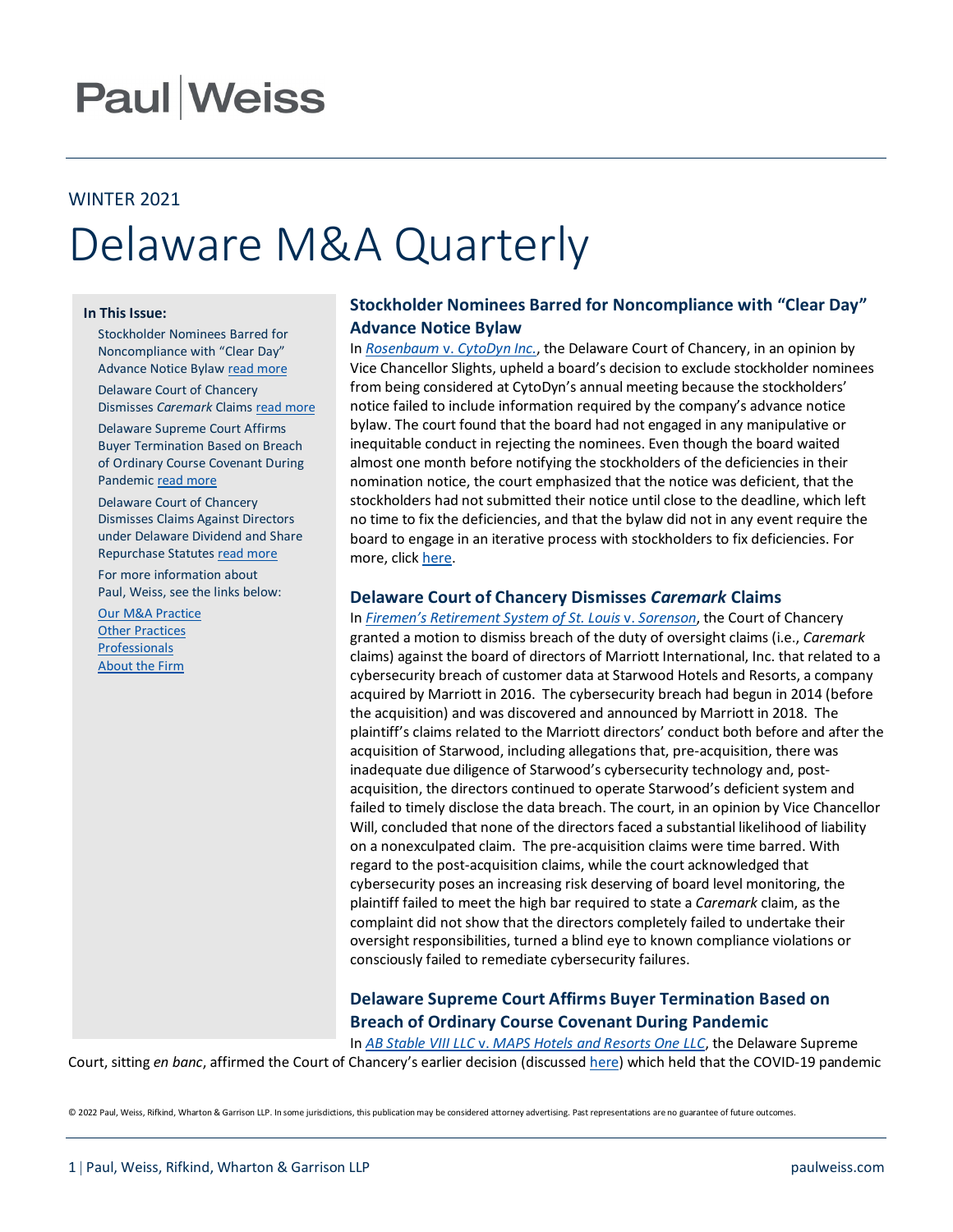# Paul|Weiss

WINTER 2021

# Delaware M&A Quarterly

**In This Issue:**

- Stockholder Nominees Barred for Noncompliance with "Clear Day" Advance Notice Bylaw read more
- Delaware Court of Chancery Dismisses *Caremark* Claims read more
- Delaware Supreme Court Affirms Buyer Termination Based on Breach of Ordinary Course Covenant During Pandemic read more
- Delaware Court of Chancery Dismisses Claims Against Directors under Delaware Dividend and Share Repurchase Statutes read more

For more information about Paul, Weiss, see the links below:

- Our M&A Practice
- Other Practices
- Professionals
- About the Firm

## Stockholder Nominees Barred for Noncompliance with "Clear Day" Advance Notice Bylaw

In *Rosenbaum* v. *CytoDyn Inc.*, the Delaware Court of Chancery, in an opinion by Vice Chancellor Slights, upheld a board's decision to exclude stockholder nominees from being considered at CytoDyn's annual meeting because the stockholders' notice failed to include information required by the company's advance notice bylaw. The court found that the board had not engaged in any manipulative or inequitable conduct in rejecting the nominees. Even though the board waited almost one month before notifying the stockholders of the deficiencies in their nomination notice, the court emphasized that the notice was deficient, that the stockholders had not submitted their notice until close to the deadline, which left no time to fix the deficiencies, and that the bylaw did not in any event require the board to engage in an iterative process with stockholders to fix deficiencies. For more, click here.

## Delaware Court of Chancery Dismisses *Caremark* Claims

In *Firemen's Retirement System of St. Louis* v. *Sorenson*, the Court of Chancery granted a motion to dismiss breach of the duty of oversight claims (i.e., *Caremark* claims) against the board of directors of Marriott International, Inc. that related to a cybersecurity breach of customer data at Starwood Hotels and Resorts, a company acquired by Marriott in 2016. The cybersecurity breach had begun in 2014 (before the acquisition) and was discovered and announced by Marriott in 2018. The plaintiff's claims related to the Marriott directors' conduct both before and after the acquisition of Starwood, including allegations that, pre-acquisition, there was inadequate due diligence of Starwood's cybersecurity technology and, post-acquisition, the directors continued to operate Starwood's deficient system and failed to timely disclose the data breach. The court, in an opinion by Vice Chancellor Will, concluded that none of the directors faced a substantial likelihood of liability on a nonexculpated claim. The pre-acquisition claims were time barred. With regard to the post-acquisition claims, while the court acknowledged that cybersecurity poses an increasing risk deserving of board level monitoring, the plaintiff failed to meet the high bar required to state a *Caremark* claim, as the complaint did not show that the directors completely failed to undertake their oversight responsibilities, turned a blind eye to known compliance violations or consciously failed to remediate cybersecurity failures.

## Delaware Supreme Court Affirms Buyer Termination Based on Breach of Ordinary Course Covenant During Pandemic

In *AB Stable VIII LLC* v. *MAPS Hotels and Resorts One LLC*, the Delaware Supreme Court, sitting *en banc*, affirmed the Court of Chancery's earlier decision (discussed here) which held that the COVID-19 pandemic

© 2022 Paul, Weiss, Rifkind, Wharton & Garrison LLP. In some jurisdictions, this publication may be considered attorney advertising. Past representations are no guarantee of future outcomes.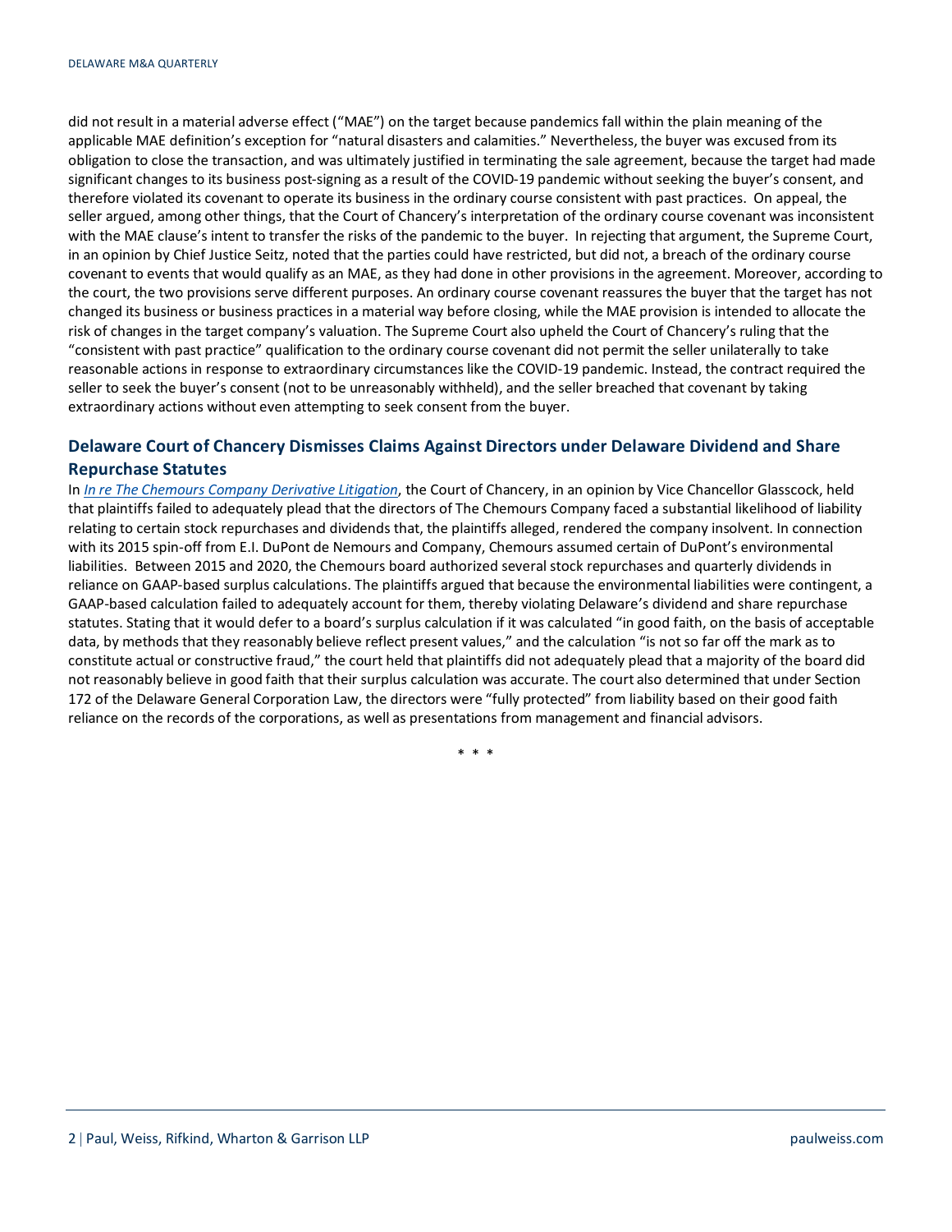did not result in a material adverse effect ("MAE") on the target because pandemics fall within the plain meaning of the applicable MAE definition's exception for "natural disasters and calamities." Nevertheless, the buyer was excused from its obligation to close the transaction, and was ultimately justified in terminating the sale agreement, because the target had made significant changes to its business post-signing as a result of the COVID-19 pandemic without seeking the buyer's consent, and therefore violated its covenant to operate its business in the ordinary course consistent with past practices. On appeal, the seller argued, among other things, that the Court of Chancery's interpretation of the ordinary course covenant was inconsistent with the MAE clause's intent to transfer the risks of the pandemic to the buyer. In rejecting that argument, the Supreme Court, in an opinion by Chief Justice Seitz, noted that the parties could have restricted, but did not, a breach of the ordinary course covenant to events that would qualify as an MAE, as they had done in other provisions in the agreement. Moreover, according to the court, the two provisions serve different purposes. An ordinary course covenant reassures the buyer that the target has not changed its business or business practices in a material way before closing, while the MAE provision is intended to allocate the risk of changes in the target company's valuation. The Supreme Court also upheld the Court of Chancery's ruling that the "consistent with past practice" qualification to the ordinary course covenant did not permit the seller unilaterally to take reasonable actions in response to extraordinary circumstances like the COVID-19 pandemic. Instead, the contract required the seller to seek the buyer's consent (not to be unreasonably withheld), and the seller breached that covenant by taking extraordinary actions without even attempting to seek consent from the buyer.

## Delaware Court of Chancery Dismisses Claims Against Directors under Delaware Dividend and Share Repurchase Statutes

In *In re The Chemours Company Derivative Litigation*, the Court of Chancery, in an opinion by Vice Chancellor Glasscock, held that plaintiffs failed to adequately plead that the directors of The Chemours Company faced a substantial likelihood of liability relating to certain stock repurchases and dividends that, the plaintiffs alleged, rendered the company insolvent. In connection with its 2015 spin-off from E.I. DuPont de Nemours and Company, Chemours assumed certain of DuPont's environmental liabilities. Between 2015 and 2020, the Chemours board authorized several stock repurchases and quarterly dividends in reliance on GAAP-based surplus calculations. The plaintiffs argued that because the environmental liabilities were contingent, a GAAP-based calculation failed to adequately account for them, thereby violating Delaware's dividend and share repurchase statutes. Stating that it would defer to a board's surplus calculation if it was calculated "in good faith, on the basis of acceptable data, by methods that they reasonably believe reflect present values," and the calculation "is not so far off the mark as to constitute actual or constructive fraud," the court held that plaintiffs did not adequately plead that a majority of the board did not reasonably believe in good faith that their surplus calculation was accurate. The court also determined that under Section 172 of the Delaware General Corporation Law, the directors were "fully protected" from liability based on their good faith reliance on the records of the corporations, as well as presentations from management and financial advisors.

\* \* \*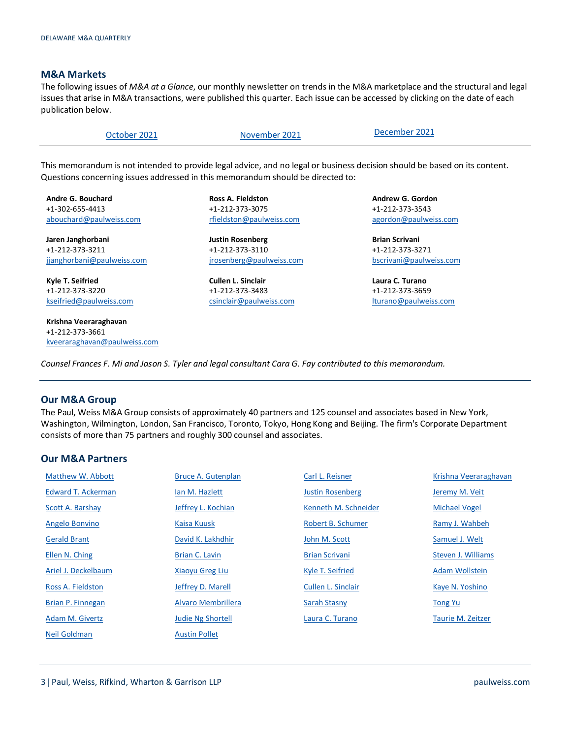## M&A Markets

The following issues of *M&A at a Glance*, our monthly newsletter on trends in the M&A marketplace and the structural and legal issues that arise in M&A transactions, were published this quarter. Each issue can be accessed by clicking on the date of each publication below.

| October 2021 | November 2021 | December 2021 |
| --- | --- | --- |

This memorandum is not intended to provide legal advice, and no legal or business decision should be based on its content. Questions concerning issues addressed in this memorandum should be directed to:

**Andre G. Bouchard**
+1-302-655-4413
abouchard@paulweiss.com

**Ross A. Fieldston**
+1-212-373-3075
rfieldston@paulweiss.com

**Andrew G. Gordon**
+1-212-373-3543
agordon@paulweiss.com

**Jaren Janghorbani**
+1-212-373-3211
jjanghorbani@paulweiss.com

**Justin Rosenberg**
+1-212-373-3110
jrosenberg@paulweiss.com

**Brian Scrivani**
+1-212-373-3271
bscrivani@paulweiss.com

**Kyle T. Seifried**
+1-212-373-3220
kseifried@paulweiss.com

**Cullen L. Sinclair**
+1-212-373-3483
csinclair@paulweiss.com

**Laura C. Turano**
+1-212-373-3659
lturano@paulweiss.com

**Krishna Veeraraghavan**
+1-212-373-3661
kveeraraghavan@paulweiss.com

*Counsel Frances F. Mi and Jason S. Tyler and legal consultant Cara G. Fay contributed to this memorandum.*

## Our M&A Group

The Paul, Weiss M&A Group consists of approximately 40 partners and 125 counsel and associates based in New York, Washington, Wilmington, London, San Francisco, Toronto, Tokyo, Hong Kong and Beijing. The firm's Corporate Department consists of more than 75 partners and roughly 300 counsel and associates.

## Our M&A Partners

| | | | |
| --- | --- | --- | --- |
| Matthew W. Abbott | Bruce A. Gutenplan | Carl L. Reisner | Krishna Veeraraghavan |
| Edward T. Ackerman | Ian M. Hazlett | Justin Rosenberg | Jeremy M. Veit |
| Scott A. Barshay | Jeffrey L. Kochian | Kenneth M. Schneider | Michael Vogel |
| Angelo Bonvino | Kaisa Kuusk | Robert B. Schumer | Ramy J. Wahbeh |
| Gerald Brant | David K. Lakhdhir | John M. Scott | Samuel J. Welt |
| Ellen N. Ching | Brian C. Lavin | Brian Scrivani | Steven J. Williams |
| Ariel J. Deckelbaum | Xiaoyu Greg Liu | Kyle T. Seifried | Adam Wollstein |
| Ross A. Fieldston | Jeffrey D. Marell | Cullen L. Sinclair | Kaye N. Yoshino |
| Brian P. Finnegan | Alvaro Membrillera | Sarah Stasny | Tong Yu |
| Adam M. Givertz | Judie Ng Shortell | Laura C. Turano | Taurie M. Zeitzer |
| Neil Goldman | Austin Pollet | | |